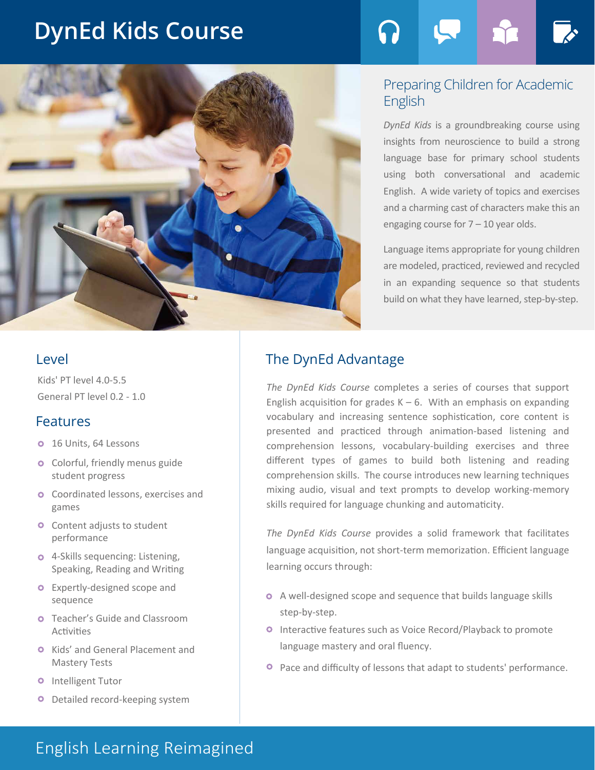# DynEd Kids Course

## Preparing Children for Academic English

*DynEd Kids* is a groundbreaking course using insights from neuroscience to build a strong language base for primary school students using both conversational and academic English. A wide variety of topics and exercises and a charming cast of characters make this an engaging course for 7 – 10 year olds.

Language items appropriate for young children are modeled, practiced, reviewed and recycled in an expanding sequence so that students build on what they have learned, step-by-step.

## Level

Kids' PT level 4.0-5.5

General PT level 0.2 - 1.0

## Features

- 16 Units, 64 Lessons
- Colorful, friendly menus guide student progress
- Coordinated lessons, exercises and games
- Content adjusts to student performance
- 4-Skills sequencing: Listening, Speaking, Reading and Writing
- Expertly-designed scope and sequence
- Teacher's Guide and Classroom Activities
- Kids' and General Placement and Mastery Tests
- Intelligent Tutor
- Detailed record-keeping system

## The DynEd Advantage

*The DynEd Kids Course* completes a series of courses that support English acquisition for grades K – 6. With an emphasis on expanding vocabulary and increasing sentence sophistication, core content is presented and practiced through animation-based listening and comprehension lessons, vocabulary-building exercises and three different types of games to build both listening and reading comprehension skills. The course introduces new learning techniques mixing audio, visual and text prompts to develop working-memory skills required for language chunking and automaticity.

*The DynEd Kids Course* provides a solid framework that facilitates language acquisition, not short-term memorization. Efficient language learning occurs through:

- A well-designed scope and sequence that builds language skills step-by-step.
- Interactive features such as Voice Record/Playback to promote language mastery and oral fluency.
- Pace and difficulty of lessons that adapt to students' performance.

English Learning Reimagined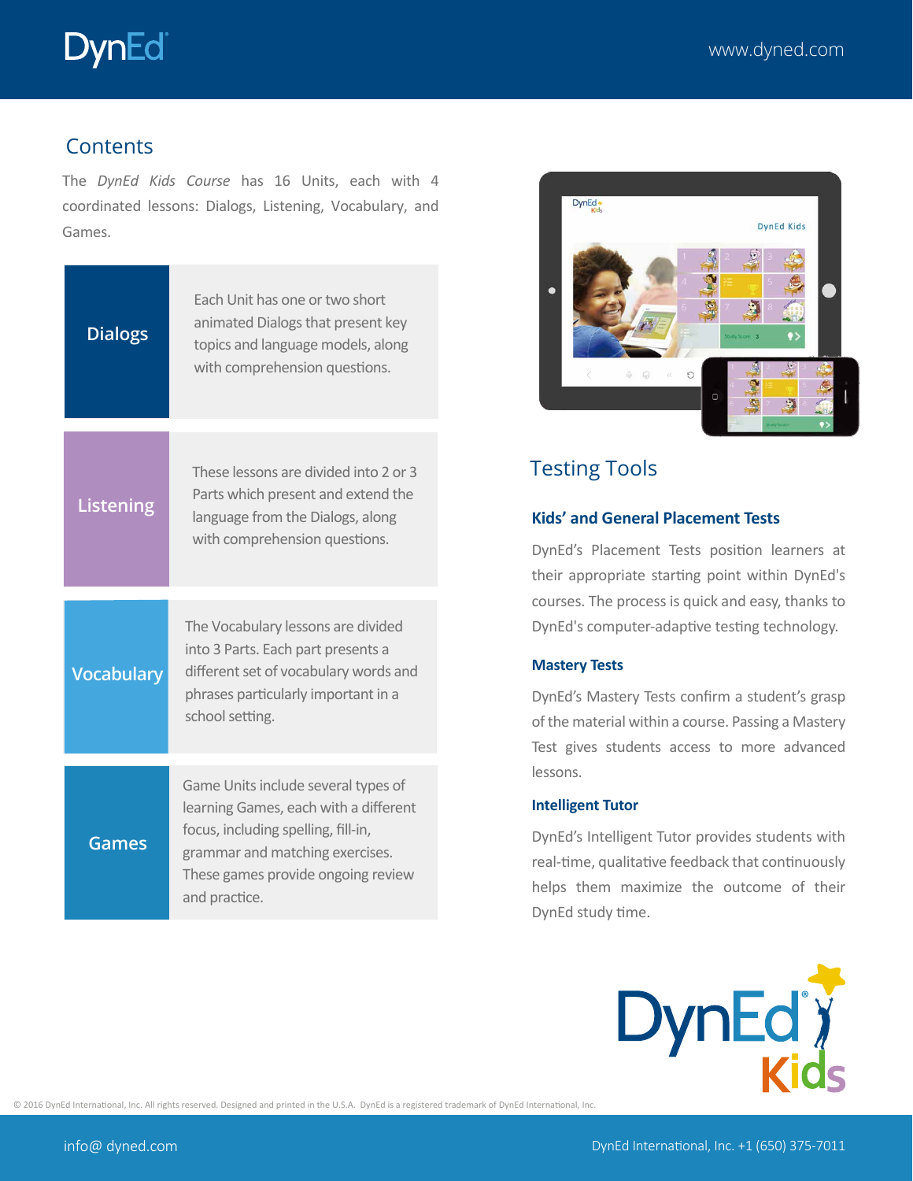## Contents

The *DynEd Kids Course* has 16 Units, each with 4 coordinated lessons: Dialogs, Listening, Vocabulary, and Games.

| | |
|---|---|
| **Dialogs** | Each Unit has one or two short animated Dialogs that present key topics and language models, along with comprehension questions. |
| **Listening** | These lessons are divided into 2 or 3 Parts which present and extend the language from the Dialogs, along with comprehension questions. |
| **Vocabulary** | The Vocabulary lessons are divided into 3 Parts. Each part presents a different set of vocabulary words and phrases particularly important in a school setting. |
| **Games** | Game Units include several types of learning Games, each with a different focus, including spelling, fill-in, grammar and matching exercises. These games provide ongoing review and practice. |

## Testing Tools

### Kids' and General Placement Tests

DynEd's Placement Tests position learners at their appropriate starting point within DynEd's courses. The process is quick and easy, thanks to DynEd's computer-adaptive testing technology.

### Mastery Tests

DynEd's Mastery Tests confirm a student's grasp of the material within a course. Passing a Mastery Test gives students access to more advanced lessons.

### Intelligent Tutor

DynEd's Intelligent Tutor provides students with real-time, qualitative feedback that continuously helps them maximize the outcome of their DynEd study time.

© 2016 DynEd International, Inc. All rights reserved. Designed and printed in the U.S.A. DynEd is a registered trademark of DynEd International, Inc.

info@ dyned.com

DynEd International, Inc. +1 (650) 375-7011